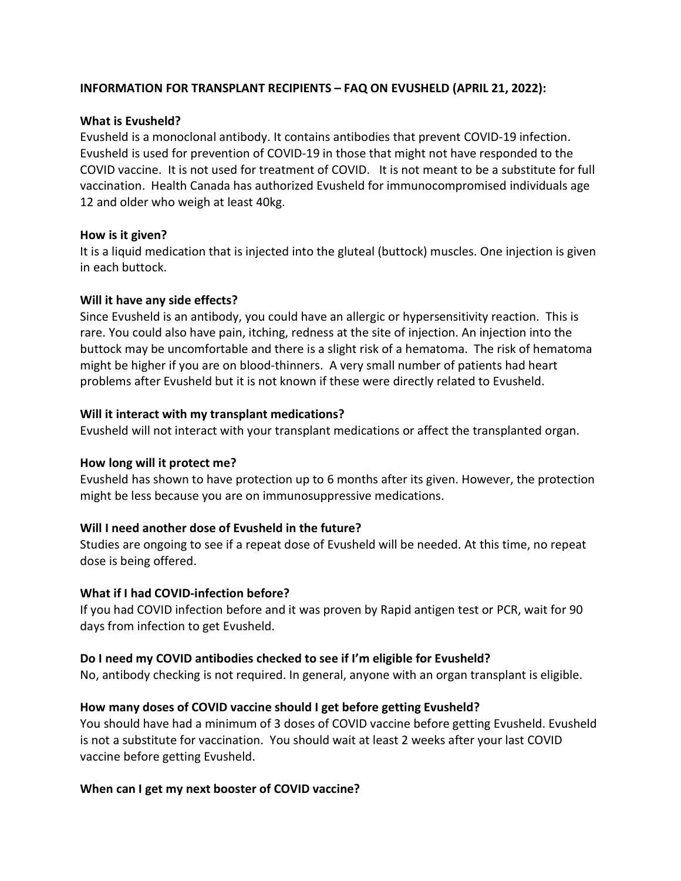**INFORMATION FOR TRANSPLANT RECIPIENTS – FAQ ON EVUSHELD (APRIL 21, 2022):**

**What is Evusheld?**

Evusheld is a monoclonal antibody. It contains antibodies that prevent COVID-19 infection. Evusheld is used for prevention of COVID-19 in those that might not have responded to the COVID vaccine. It is not used for treatment of COVID. It is not meant to be a substitute for full vaccination. Health Canada has authorized Evusheld for immunocompromised individuals age 12 and older who weigh at least 40kg.

**How is it given?**

It is a liquid medication that is injected into the gluteal (buttock) muscles. One injection is given in each buttock.

**Will it have any side effects?**

Since Evusheld is an antibody, you could have an allergic or hypersensitivity reaction. This is rare. You could also have pain, itching, redness at the site of injection. An injection into the buttock may be uncomfortable and there is a slight risk of a hematoma. The risk of hematoma might be higher if you are on blood-thinners. A very small number of patients had heart problems after Evusheld but it is not known if these were directly related to Evusheld.

**Will it interact with my transplant medications?**

Evusheld will not interact with your transplant medications or affect the transplanted organ.

**How long will it protect me?**

Evusheld has shown to have protection up to 6 months after its given. However, the protection might be less because you are on immunosuppressive medications.

**Will I need another dose of Evusheld in the future?**

Studies are ongoing to see if a repeat dose of Evusheld will be needed. At this time, no repeat dose is being offered.

**What if I had COVID-infection before?**

If you had COVID infection before and it was proven by Rapid antigen test or PCR, wait for 90 days from infection to get Evusheld.

**Do I need my COVID antibodies checked to see if I'm eligible for Evusheld?**

No, antibody checking is not required. In general, anyone with an organ transplant is eligible.

**How many doses of COVID vaccine should I get before getting Evusheld?**

You should have had a minimum of 3 doses of COVID vaccine before getting Evusheld. Evusheld is not a substitute for vaccination. You should wait at least 2 weeks after your last COVID vaccine before getting Evusheld.

**When can I get my next booster of COVID vaccine?**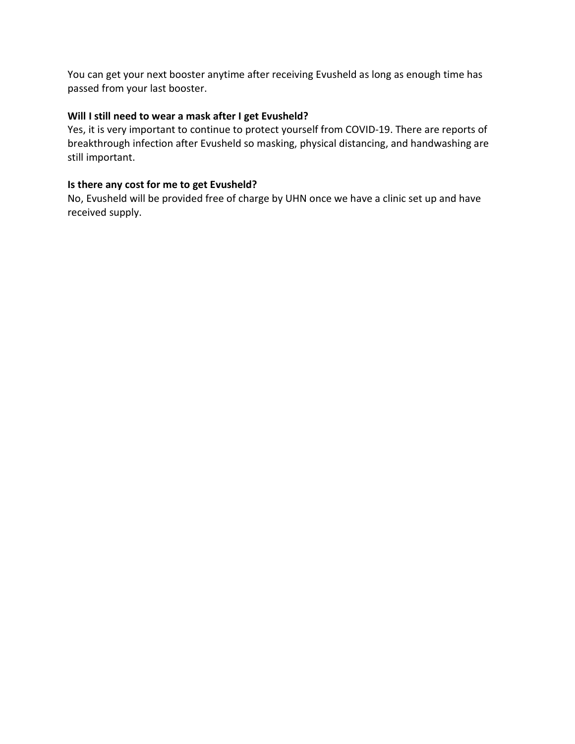You can get your next booster anytime after receiving Evusheld as long as enough time has passed from your last booster.

**Will I still need to wear a mask after I get Evusheld?**

Yes, it is very important to continue to protect yourself from COVID-19. There are reports of breakthrough infection after Evusheld so masking, physical distancing, and handwashing are still important.

**Is there any cost for me to get Evusheld?**

No, Evusheld will be provided free of charge by UHN once we have a clinic set up and have received supply.